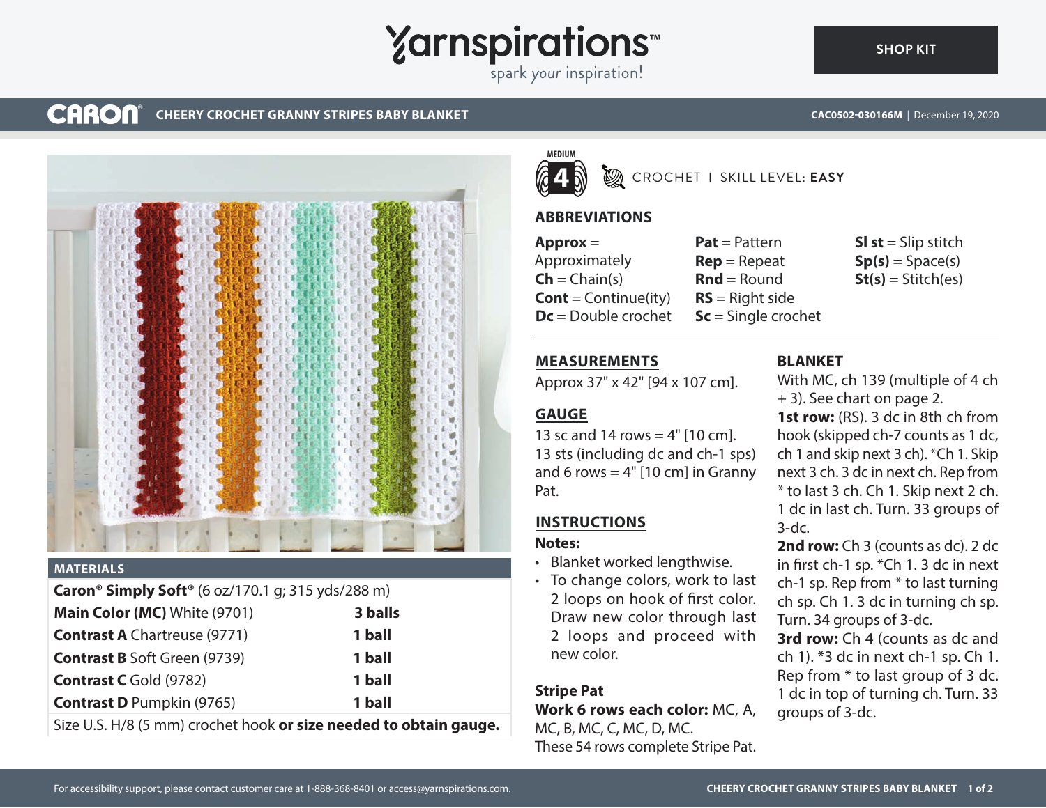# CHEERY CROCHET GRANNY STRIPES BABY BLANKET

CARON | CAC0502-030166M | December 19, 2020

MEDIUM 4 | CROCHET | SKILL LEVEL: **EASY**

## MATERIALS

| | |
|---|---|
| **Caron® Simply Soft®** (6 oz/170.1 g; 315 yds/288 m) | |
| **Main Color (MC)** White (9701) | **3 balls** |
| **Contrast A** Chartreuse (9771) | **1 ball** |
| **Contrast B** Soft Green (9739) | **1 ball** |
| **Contrast C** Gold (9782) | **1 ball** |
| **Contrast D** Pumpkin (9765) | **1 ball** |

Size U.S. H/8 (5 mm) crochet hook **or size needed to obtain gauge.**

## ABBREVIATIONS

**Approx** = Approximately
**Ch** = Chain(s)
**Cont** = Continue(ity)
**Dc** = Double crochet
**Pat** = Pattern
**Rep** = Repeat
**Rnd** = Round
**RS** = Right side
**Sc** = Single crochet
**Sl st** = Slip stitch
**Sp(s)** = Space(s)
**St(s)** = Stitch(es)

## MEASUREMENTS

Approx 37" x 42" [94 x 107 cm].

## GAUGE

13 sc and 14 rows = 4" [10 cm].
13 sts (including dc and ch-1 sps) and 6 rows = 4" [10 cm] in Granny Pat.

## INSTRUCTIONS

**Notes:**

- Blanket worked lengthwise.
- To change colors, work to last 2 loops on hook of first color. Draw new color through last 2 loops and proceed with new color.

**Stripe Pat**

**Work 6 rows each color:** MC, A, MC, B, MC, C, MC, D, MC.
These 54 rows complete Stripe Pat.

## BLANKET

With MC, ch 139 (multiple of 4 ch + 3). See chart on page 2.

**1st row:** (RS). 3 dc in 8th ch from hook (skipped ch-7 counts as 1 dc, ch 1 and skip next 3 ch). *Ch 1. Skip next 3 ch. 3 dc in next ch. Rep from * to last 3 ch. Ch 1. Skip next 2 ch. 1 dc in last ch. Turn. 33 groups of 3-dc.

**2nd row:** Ch 3 (counts as dc). 2 dc in first ch-1 sp. *Ch 1. 3 dc in next ch-1 sp. Rep from * to last turning ch sp. Ch 1. 3 dc in turning ch sp. Turn. 34 groups of 3-dc.

**3rd row:** Ch 4 (counts as dc and ch 1). *3 dc in next ch-1 sp. Ch 1. Rep from * to last group of 3 dc. 1 dc in top of turning ch. Turn. 33 groups of 3-dc.

For accessibility support, please contact customer care at 1-888-368-8401 or access@yarnspirations.com.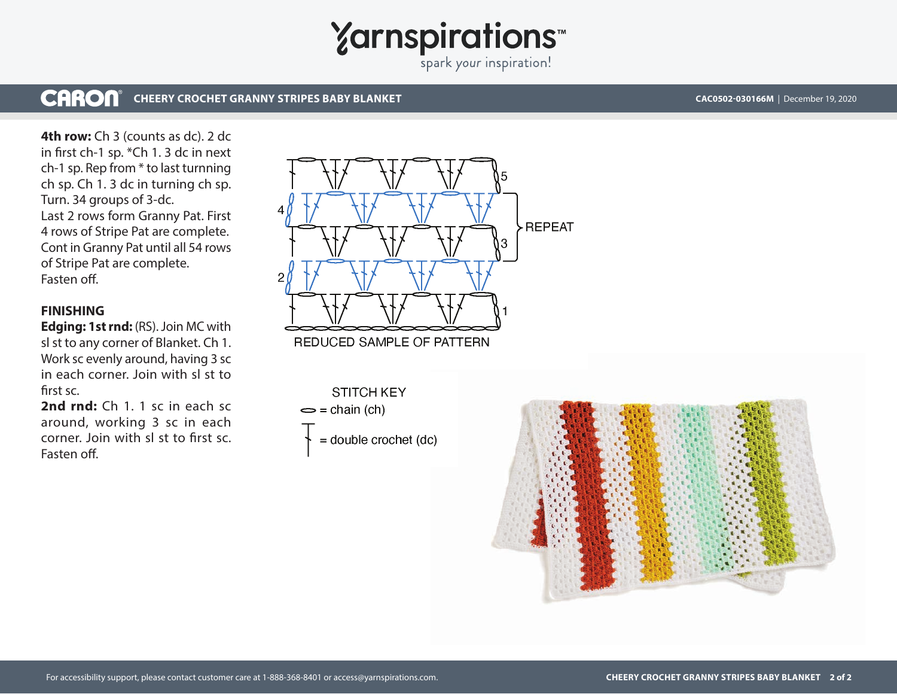**4th row:** Ch 3 (counts as dc). 2 dc in first ch-1 sp. *Ch 1. 3 dc in next ch-1 sp. Rep from * to last turnning ch sp. Ch 1. 3 dc in turning ch sp. Turn. 34 groups of 3-dc.

Last 2 rows form Granny Pat. First 4 rows of Stripe Pat are complete. Cont in Granny Pat until all 54 rows of Stripe Pat are complete. Fasten off.

## FINISHING

**Edging: 1st rnd:** (RS). Join MC with sl st to any corner of Blanket. Ch 1. Work sc evenly around, having 3 sc in each corner. Join with sl st to first sc.

**2nd rnd:** Ch 1. 1 sc in each sc around, working 3 sc in each corner. Join with sl st to first sc. Fasten off.

5

4

REPEAT

3

2

1

REDUCED SAMPLE OF PATTERN

STITCH KEY

= chain (ch)

= double crochet (dc)